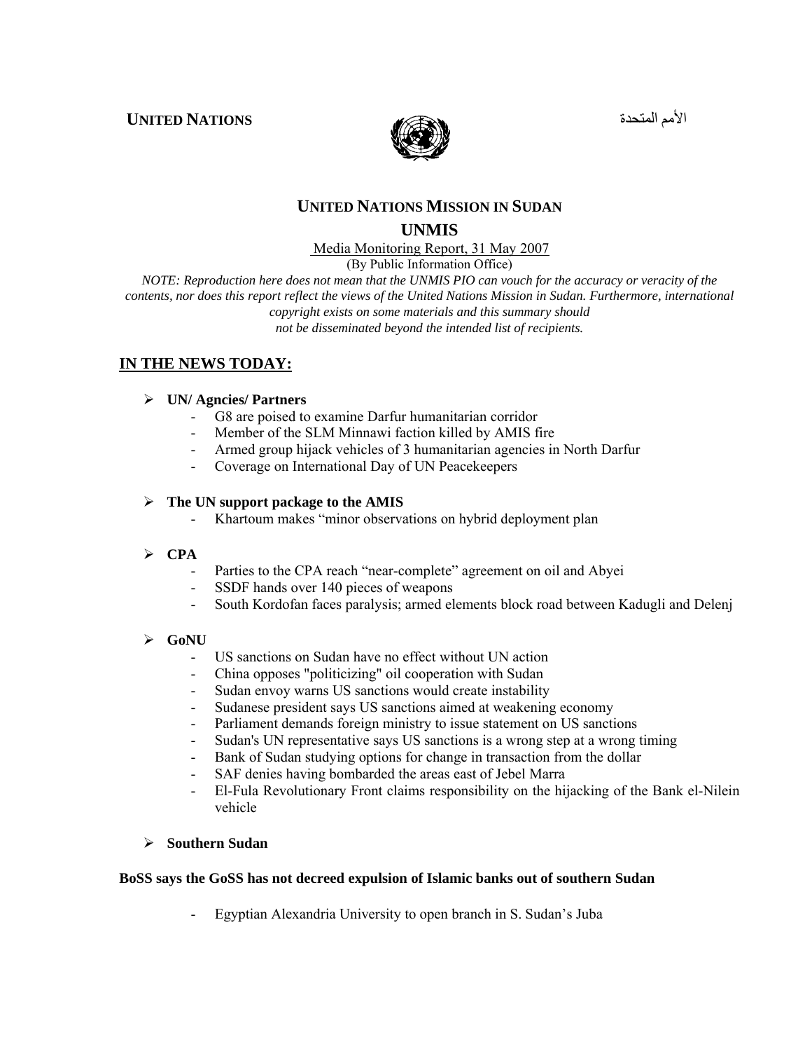**UNITED NATIONS** الأمم المتحدة

## UNITED NATIONS MISSION IN SUDAN

## UNMIS

Media Monitoring Report, 31 May 2007

(By Public Information Office)

*NOTE: Reproduction here does not mean that the UNMIS PIO can vouch for the accuracy or veracity of the contents, nor does this report reflect the views of the United Nations Mission in Sudan. Furthermore, international copyright exists on some materials and this summary should not be disseminated beyond the intended list of recipients.*

## IN THE NEWS TODAY:

- **UN/ Agncies/ Partners**
  - G8 are poised to examine Darfur humanitarian corridor
  - Member of the SLM Minnawi faction killed by AMIS fire
  - Armed group hijack vehicles of 3 humanitarian agencies in North Darfur
  - Coverage on International Day of UN Peacekeepers

- **The UN support package to the AMIS**
  - Khartoum makes "minor observations on hybrid deployment plan

- **CPA**
  - Parties to the CPA reach "near-complete" agreement on oil and Abyei
  - SSDF hands over 140 pieces of weapons
  - South Kordofan faces paralysis; armed elements block road between Kadugli and Delenj

- **GoNU**
  - US sanctions on Sudan have no effect without UN action
  - China opposes "politicizing" oil cooperation with Sudan
  - Sudan envoy warns US sanctions would create instability
  - Sudanese president says US sanctions aimed at weakening economy
  - Parliament demands foreign ministry to issue statement on US sanctions
  - Sudan's UN representative says US sanctions is a wrong step at a wrong timing
  - Bank of Sudan studying options for change in transaction from the dollar
  - SAF denies having bombarded the areas east of Jebel Marra
  - El-Fula Revolutionary Front claims responsibility on the hijacking of the Bank el-Nilein vehicle

- **Southern Sudan**

**BoSS says the GoSS has not decreed expulsion of Islamic banks out of southern Sudan**

- Egyptian Alexandria University to open branch in S. Sudan's Juba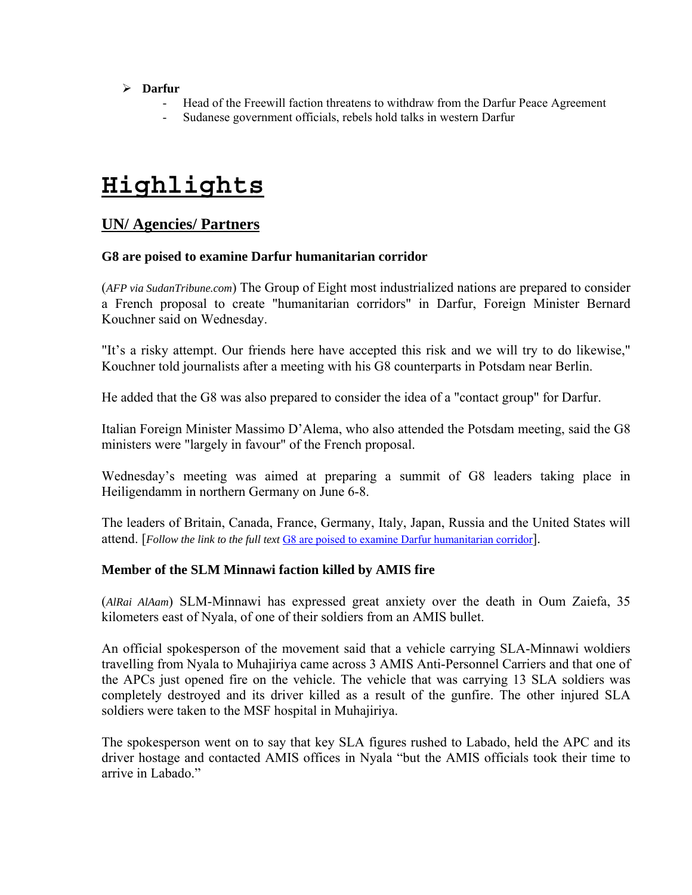- **Darfur**
  - Head of the Freewill faction threatens to withdraw from the Darfur Peace Agreement
  - Sudanese government officials, rebels hold talks in western Darfur

# Highlights

## UN/ Agencies/ Partners

### G8 are poised to examine Darfur humanitarian corridor

(*AFP via SudanTribune.com*) The Group of Eight most industrialized nations are prepared to consider a French proposal to create "humanitarian corridors" in Darfur, Foreign Minister Bernard Kouchner said on Wednesday.

"It's a risky attempt. Our friends here have accepted this risk and we will try to do likewise," Kouchner told journalists after a meeting with his G8 counterparts in Potsdam near Berlin.

He added that the G8 was also prepared to consider the idea of a "contact group" for Darfur.

Italian Foreign Minister Massimo D'Alema, who also attended the Potsdam meeting, said the G8 ministers were "largely in favour" of the French proposal.

Wednesday's meeting was aimed at preparing a summit of G8 leaders taking place in Heiligendamm in northern Germany on June 6-8.

The leaders of Britain, Canada, France, Germany, Italy, Japan, Russia and the United States will attend. [*Follow the link to the full text* G8 are poised to examine Darfur humanitarian corridor].

### Member of the SLM Minnawi faction killed by AMIS fire

(*AlRai AlAam*) SLM-Minnawi has expressed great anxiety over the death in Oum Zaiefa, 35 kilometers east of Nyala, of one of their soldiers from an AMIS bullet.

An official spokesperson of the movement said that a vehicle carrying SLA-Minnawi woldiers travelling from Nyala to Muhajiriya came across 3 AMIS Anti-Personnel Carriers and that one of the APCs just opened fire on the vehicle. The vehicle that was carrying 13 SLA soldiers was completely destroyed and its driver killed as a result of the gunfire. The other injured SLA soldiers were taken to the MSF hospital in Muhajiriya.

The spokesperson went on to say that key SLA figures rushed to Labado, held the APC and its driver hostage and contacted AMIS offices in Nyala "but the AMIS officials took their time to arrive in Labado."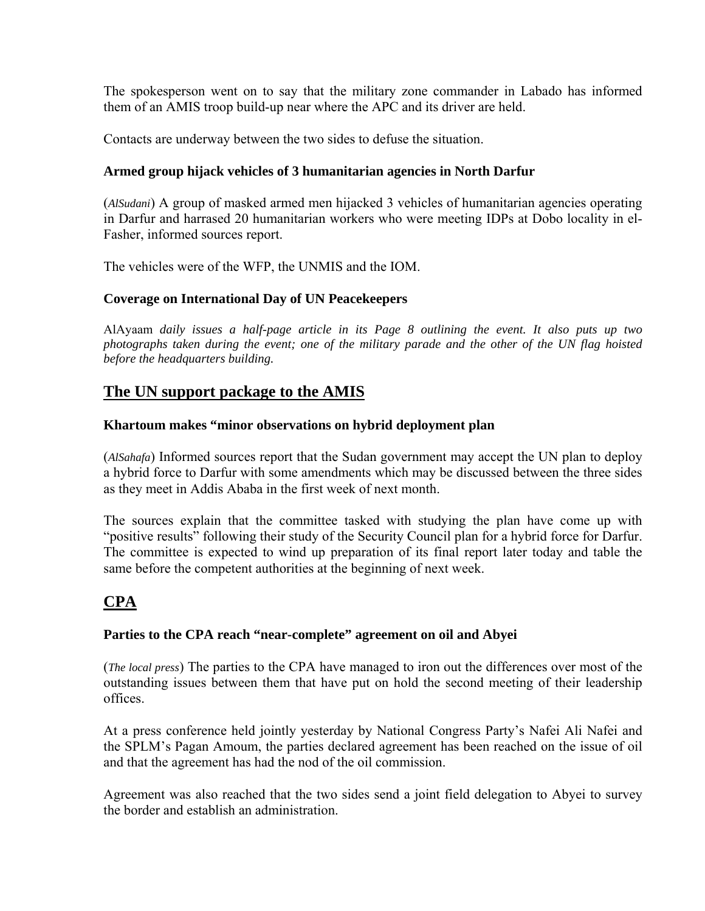The spokesperson went on to say that the military zone commander in Labado has informed them of an AMIS troop build-up near where the APC and its driver are held.

Contacts are underway between the two sides to defuse the situation.

**Armed group hijack vehicles of 3 humanitarian agencies in North Darfur**

(*AlSudani*) A group of masked armed men hijacked 3 vehicles of humanitarian agencies operating in Darfur and harrased 20 humanitarian workers who were meeting IDPs at Dobo locality in el-Fasher, informed sources report.

The vehicles were of the WFP, the UNMIS and the IOM.

**Coverage on International Day of UN Peacekeepers**

AlAyaam *daily issues a half-page article in its Page 8 outlining the event. It also puts up two photographs taken during the event; one of the military parade and the other of the UN flag hoisted before the headquarters building.*

## The UN support package to the AMIS

**Khartoum makes "minor observations on hybrid deployment plan**

(*AlSahafa*) Informed sources report that the Sudan government may accept the UN plan to deploy a hybrid force to Darfur with some amendments which may be discussed between the three sides as they meet in Addis Ababa in the first week of next month.

The sources explain that the committee tasked with studying the plan have come up with "positive results" following their study of the Security Council plan for a hybrid force for Darfur. The committee is expected to wind up preparation of its final report later today and table the same before the competent authorities at the beginning of next week.

## CPA

**Parties to the CPA reach "near-complete" agreement on oil and Abyei**

(*The local press*) The parties to the CPA have managed to iron out the differences over most of the outstanding issues between them that have put on hold the second meeting of their leadership offices.

At a press conference held jointly yesterday by National Congress Party's Nafei Ali Nafei and the SPLM's Pagan Amoum, the parties declared agreement has been reached on the issue of oil and that the agreement has had the nod of the oil commission.

Agreement was also reached that the two sides send a joint field delegation to Abyei to survey the border and establish an administration.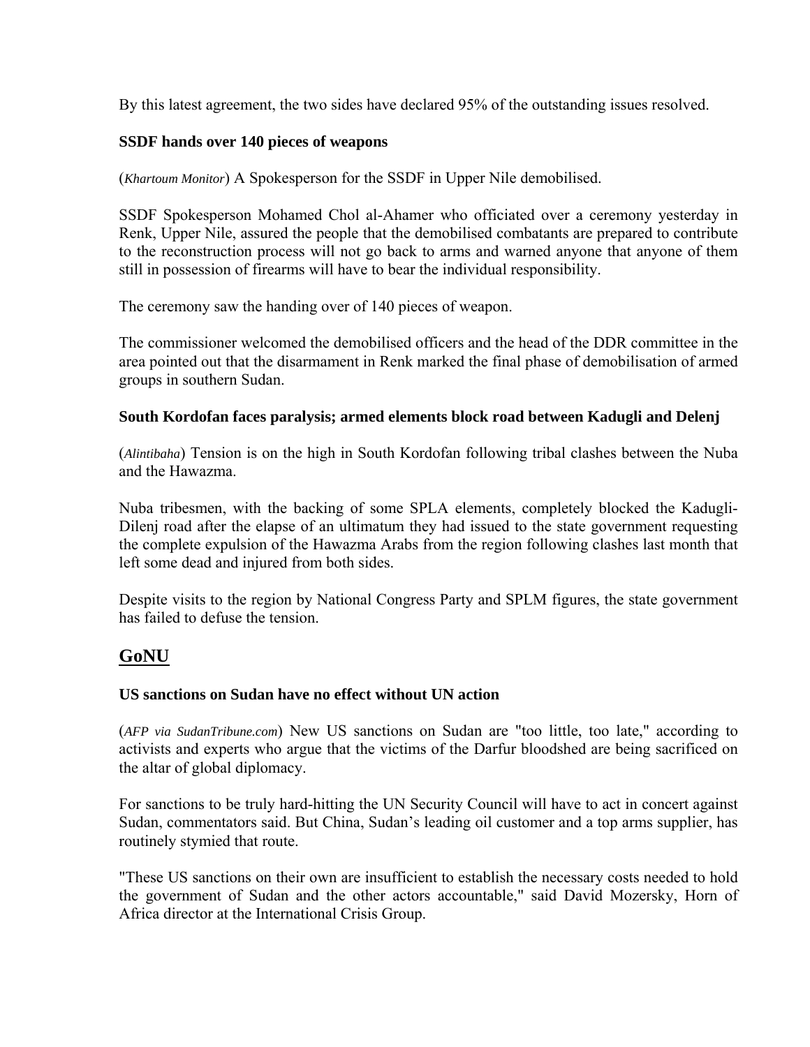By this latest agreement, the two sides have declared 95% of the outstanding issues resolved.

**SSDF hands over 140 pieces of weapons**

(*Khartoum Monitor*) A Spokesperson for the SSDF in Upper Nile demobilised.

SSDF Spokesperson Mohamed Chol al-Ahamer who officiated over a ceremony yesterday in Renk, Upper Nile, assured the people that the demobilised combatants are prepared to contribute to the reconstruction process will not go back to arms and warned anyone that anyone of them still in possession of firearms will have to bear the individual responsibility.

The ceremony saw the handing over of 140 pieces of weapon.

The commissioner welcomed the demobilised officers and the head of the DDR committee in the area pointed out that the disarmament in Renk marked the final phase of demobilisation of armed groups in southern Sudan.

**South Kordofan faces paralysis; armed elements block road between Kadugli and Delenj**

(*Alintibaha*) Tension is on the high in South Kordofan following tribal clashes between the Nuba and the Hawazma.

Nuba tribesmen, with the backing of some SPLA elements, completely blocked the Kadugli-Dilenj road after the elapse of an ultimatum they had issued to the state government requesting the complete expulsion of the Hawazma Arabs from the region following clashes last month that left some dead and injured from both sides.

Despite visits to the region by National Congress Party and SPLM figures, the state government has failed to defuse the tension.

## GoNU

**US sanctions on Sudan have no effect without UN action**

(*AFP via SudanTribune.com*) New US sanctions on Sudan are "too little, too late," according to activists and experts who argue that the victims of the Darfur bloodshed are being sacrificed on the altar of global diplomacy.

For sanctions to be truly hard-hitting the UN Security Council will have to act in concert against Sudan, commentators said. But China, Sudan's leading oil customer and a top arms supplier, has routinely stymied that route.

"These US sanctions on their own are insufficient to establish the necessary costs needed to hold the government of Sudan and the other actors accountable," said David Mozersky, Horn of Africa director at the International Crisis Group.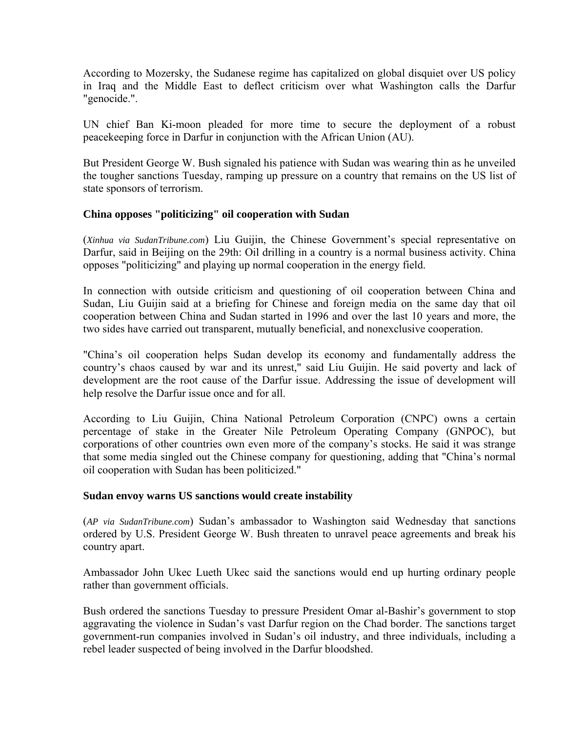According to Mozersky, the Sudanese regime has capitalized on global disquiet over US policy in Iraq and the Middle East to deflect criticism over what Washington calls the Darfur "genocide.".

UN chief Ban Ki-moon pleaded for more time to secure the deployment of a robust peacekeeping force in Darfur in conjunction with the African Union (AU).

But President George W. Bush signaled his patience with Sudan was wearing thin as he unveiled the tougher sanctions Tuesday, ramping up pressure on a country that remains on the US list of state sponsors of terrorism.

### China opposes "politicizing" oil cooperation with Sudan

(*Xinhua via SudanTribune.com*) Liu Guijin, the Chinese Government's special representative on Darfur, said in Beijing on the 29th: Oil drilling in a country is a normal business activity. China opposes "politicizing" and playing up normal cooperation in the energy field.

In connection with outside criticism and questioning of oil cooperation between China and Sudan, Liu Guijin said at a briefing for Chinese and foreign media on the same day that oil cooperation between China and Sudan started in 1996 and over the last 10 years and more, the two sides have carried out transparent, mutually beneficial, and nonexclusive cooperation.

"China's oil cooperation helps Sudan develop its economy and fundamentally address the country's chaos caused by war and its unrest," said Liu Guijin. He said poverty and lack of development are the root cause of the Darfur issue. Addressing the issue of development will help resolve the Darfur issue once and for all.

According to Liu Guijin, China National Petroleum Corporation (CNPC) owns a certain percentage of stake in the Greater Nile Petroleum Operating Company (GNPOC), but corporations of other countries own even more of the company's stocks. He said it was strange that some media singled out the Chinese company for questioning, adding that "China's normal oil cooperation with Sudan has been politicized."

### Sudan envoy warns US sanctions would create instability

(*AP via SudanTribune.com*) Sudan's ambassador to Washington said Wednesday that sanctions ordered by U.S. President George W. Bush threaten to unravel peace agreements and break his country apart.

Ambassador John Ukec Lueth Ukec said the sanctions would end up hurting ordinary people rather than government officials.

Bush ordered the sanctions Tuesday to pressure President Omar al-Bashir's government to stop aggravating the violence in Sudan's vast Darfur region on the Chad border. The sanctions target government-run companies involved in Sudan's oil industry, and three individuals, including a rebel leader suspected of being involved in the Darfur bloodshed.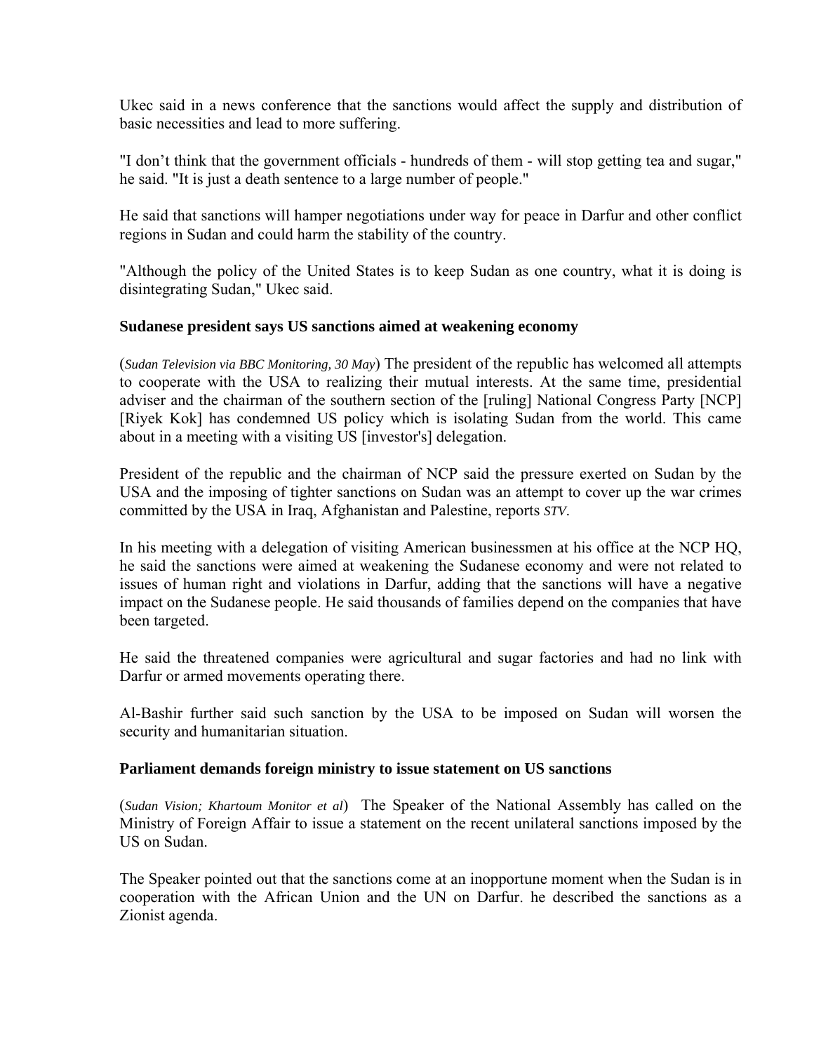Ukec said in a news conference that the sanctions would affect the supply and distribution of basic necessities and lead to more suffering.

"I don't think that the government officials - hundreds of them - will stop getting tea and sugar," he said. "It is just a death sentence to a large number of people."

He said that sanctions will hamper negotiations under way for peace in Darfur and other conflict regions in Sudan and could harm the stability of the country.

"Although the policy of the United States is to keep Sudan as one country, what it is doing is disintegrating Sudan," Ukec said.

**Sudanese president says US sanctions aimed at weakening economy**

(*Sudan Television via BBC Monitoring, 30 May*) The president of the republic has welcomed all attempts to cooperate with the USA to realizing their mutual interests. At the same time, presidential adviser and the chairman of the southern section of the [ruling] National Congress Party [NCP] [Riyek Kok] has condemned US policy which is isolating Sudan from the world. This came about in a meeting with a visiting US [investor's] delegation.

President of the republic and the chairman of NCP said the pressure exerted on Sudan by the USA and the imposing of tighter sanctions on Sudan was an attempt to cover up the war crimes committed by the USA in Iraq, Afghanistan and Palestine, reports *STV*.

In his meeting with a delegation of visiting American businessmen at his office at the NCP HQ, he said the sanctions were aimed at weakening the Sudanese economy and were not related to issues of human right and violations in Darfur, adding that the sanctions will have a negative impact on the Sudanese people. He said thousands of families depend on the companies that have been targeted.

He said the threatened companies were agricultural and sugar factories and had no link with Darfur or armed movements operating there.

Al-Bashir further said such sanction by the USA to be imposed on Sudan will worsen the security and humanitarian situation.

**Parliament demands foreign ministry to issue statement on US sanctions**

(*Sudan Vision; Khartoum Monitor et al*) The Speaker of the National Assembly has called on the Ministry of Foreign Affair to issue a statement on the recent unilateral sanctions imposed by the US on Sudan.

The Speaker pointed out that the sanctions come at an inopportune moment when the Sudan is in cooperation with the African Union and the UN on Darfur. he described the sanctions as a Zionist agenda.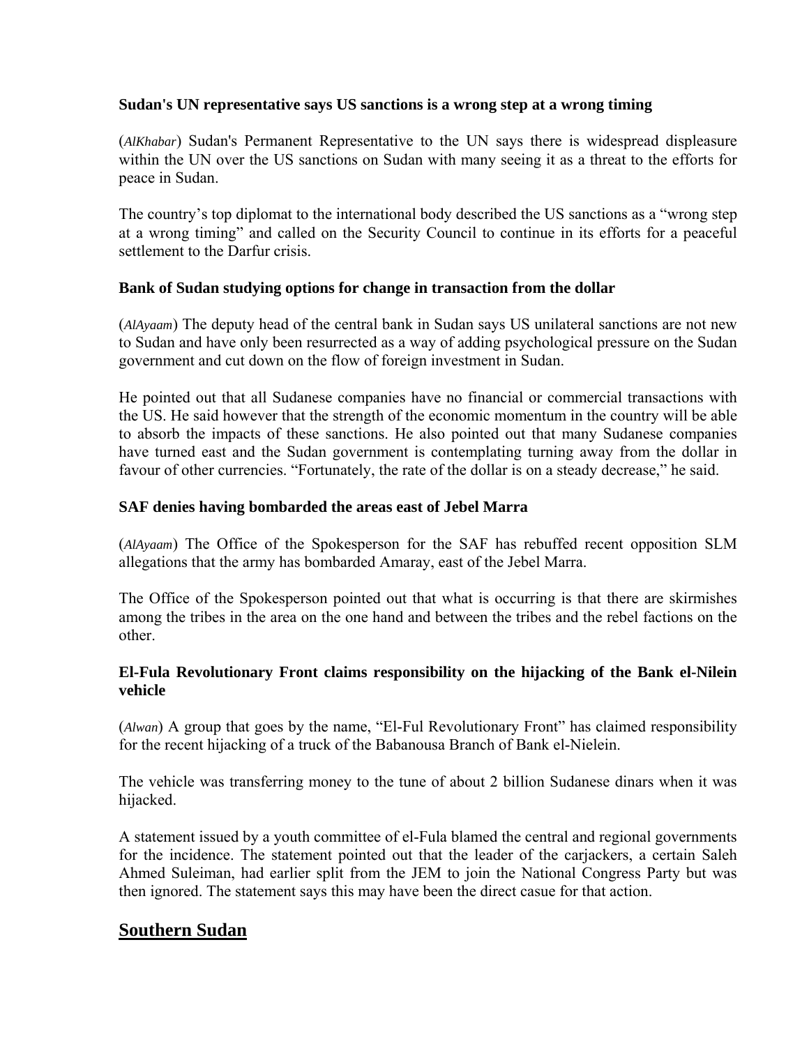**Sudan's UN representative says US sanctions is a wrong step at a wrong timing**

(*AlKhabar*) Sudan's Permanent Representative to the UN says there is widespread displeasure within the UN over the US sanctions on Sudan with many seeing it as a threat to the efforts for peace in Sudan.

The country's top diplomat to the international body described the US sanctions as a "wrong step at a wrong timing" and called on the Security Council to continue in its efforts for a peaceful settlement to the Darfur crisis.

**Bank of Sudan studying options for change in transaction from the dollar**

(*AlAyaam*) The deputy head of the central bank in Sudan says US unilateral sanctions are not new to Sudan and have only been resurrected as a way of adding psychological pressure on the Sudan government and cut down on the flow of foreign investment in Sudan.

He pointed out that all Sudanese companies have no financial or commercial transactions with the US. He said however that the strength of the economic momentum in the country will be able to absorb the impacts of these sanctions. He also pointed out that many Sudanese companies have turned east and the Sudan government is contemplating turning away from the dollar in favour of other currencies. "Fortunately, the rate of the dollar is on a steady decrease," he said.

**SAF denies having bombarded the areas east of Jebel Marra**

(*AlAyaam*) The Office of the Spokesperson for the SAF has rebuffed recent opposition SLM allegations that the army has bombarded Amaray, east of the Jebel Marra.

The Office of the Spokesperson pointed out that what is occurring is that there are skirmishes among the tribes in the area on the one hand and between the tribes and the rebel factions on the other.

**El-Fula Revolutionary Front claims responsibility on the hijacking of the Bank el-Nilein vehicle**

(*Alwan*) A group that goes by the name, "El-Ful Revolutionary Front" has claimed responsibility for the recent hijacking of a truck of the Babanousa Branch of Bank el-Nielein.

The vehicle was transferring money to the tune of about 2 billion Sudanese dinars when it was hijacked.

A statement issued by a youth committee of el-Fula blamed the central and regional governments for the incidence. The statement pointed out that the leader of the carjackers, a certain Saleh Ahmed Suleiman, had earlier split from the JEM to join the National Congress Party but was then ignored. The statement says this may have been the direct casue for that action.

## Southern Sudan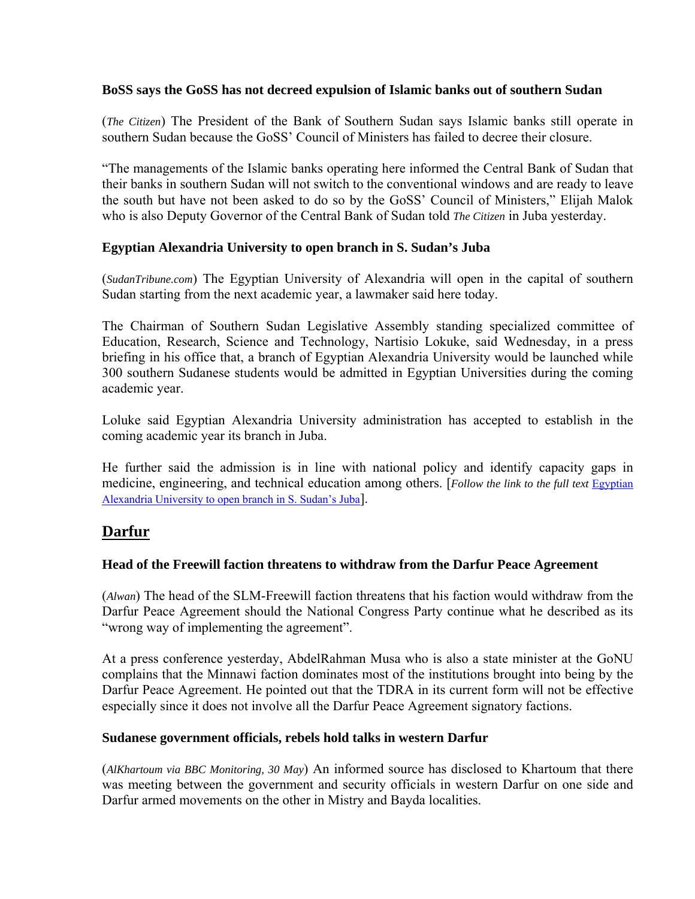### BoSS says the GoSS has not decreed expulsion of Islamic banks out of southern Sudan

(*The Citizen*) The President of the Bank of Southern Sudan says Islamic banks still operate in southern Sudan because the GoSS' Council of Ministers has failed to decree their closure.

"The managements of the Islamic banks operating here informed the Central Bank of Sudan that their banks in southern Sudan will not switch to the conventional windows and are ready to leave the south but have not been asked to do so by the GoSS' Council of Ministers," Elijah Malok who is also Deputy Governor of the Central Bank of Sudan told *The Citizen* in Juba yesterday.

### Egyptian Alexandria University to open branch in S. Sudan's Juba

(*SudanTribune.com*) The Egyptian University of Alexandria will open in the capital of southern Sudan starting from the next academic year, a lawmaker said here today.

The Chairman of Southern Sudan Legislative Assembly standing specialized committee of Education, Research, Science and Technology, Nartisio Lokuke, said Wednesday, in a press briefing in his office that, a branch of Egyptian Alexandria University would be launched while 300 southern Sudanese students would be admitted in Egyptian Universities during the coming academic year.

Loluke said Egyptian Alexandria University administration has accepted to establish in the coming academic year its branch in Juba.

He further said the admission is in line with national policy and identify capacity gaps in medicine, engineering, and technical education among others. [*Follow the link to the full text* Egyptian Alexandria University to open branch in S. Sudan's Juba].

## Darfur

### Head of the Freewill faction threatens to withdraw from the Darfur Peace Agreement

(*Alwan*) The head of the SLM-Freewill faction threatens that his faction would withdraw from the Darfur Peace Agreement should the National Congress Party continue what he described as its "wrong way of implementing the agreement".

At a press conference yesterday, AbdelRahman Musa who is also a state minister at the GoNU complains that the Minnawi faction dominates most of the institutions brought into being by the Darfur Peace Agreement. He pointed out that the TDRA in its current form will not be effective especially since it does not involve all the Darfur Peace Agreement signatory factions.

### Sudanese government officials, rebels hold talks in western Darfur

(*AlKhartoum via BBC Monitoring, 30 May*) An informed source has disclosed to Khartoum that there was meeting between the government and security officials in western Darfur on one side and Darfur armed movements on the other in Mistry and Bayda localities.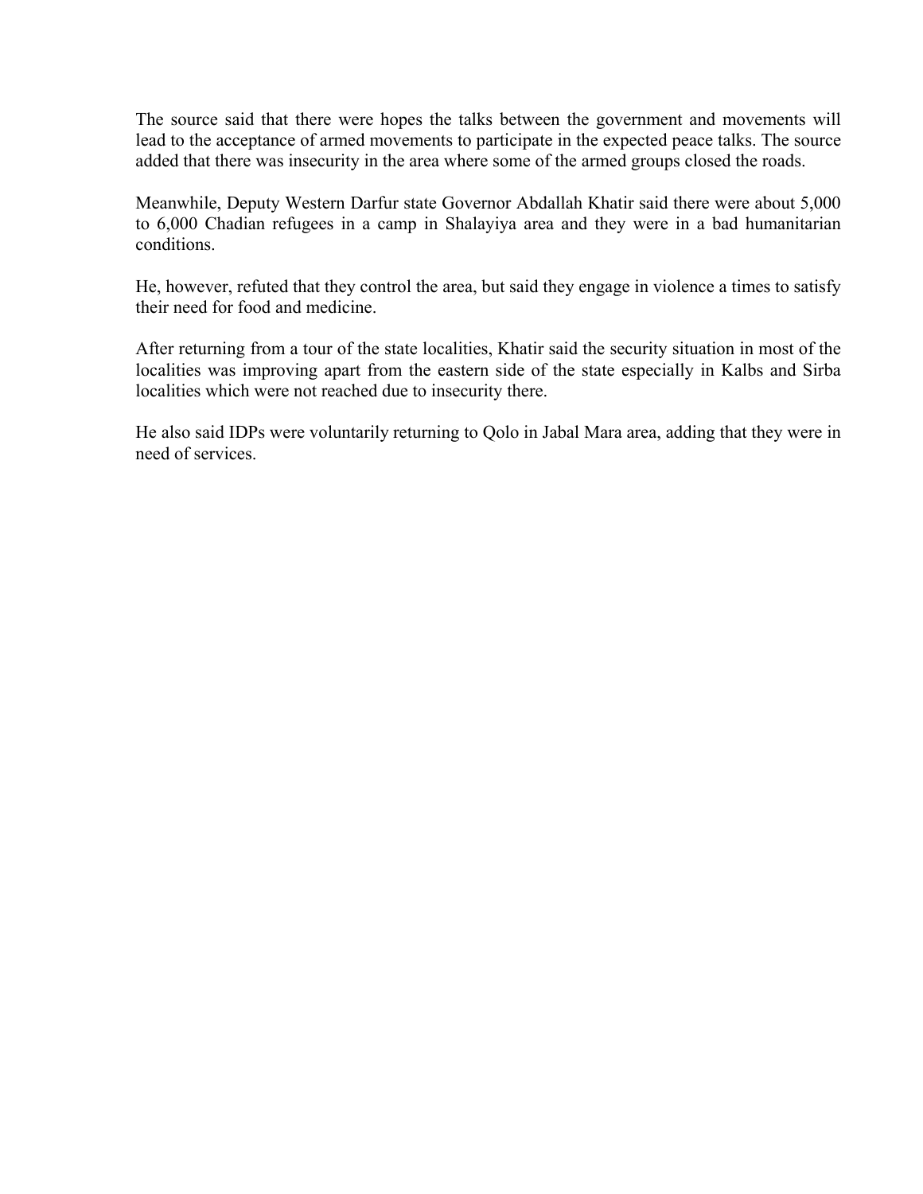The source said that there were hopes the talks between the government and movements will lead to the acceptance of armed movements to participate in the expected peace talks. The source added that there was insecurity in the area where some of the armed groups closed the roads.

Meanwhile, Deputy Western Darfur state Governor Abdallah Khatir said there were about 5,000 to 6,000 Chadian refugees in a camp in Shalayiya area and they were in a bad humanitarian conditions.

He, however, refuted that they control the area, but said they engage in violence a times to satisfy their need for food and medicine.

After returning from a tour of the state localities, Khatir said the security situation in most of the localities was improving apart from the eastern side of the state especially in Kalbs and Sirba localities which were not reached due to insecurity there.

He also said IDPs were voluntarily returning to Qolo in Jabal Mara area, adding that they were in need of services.